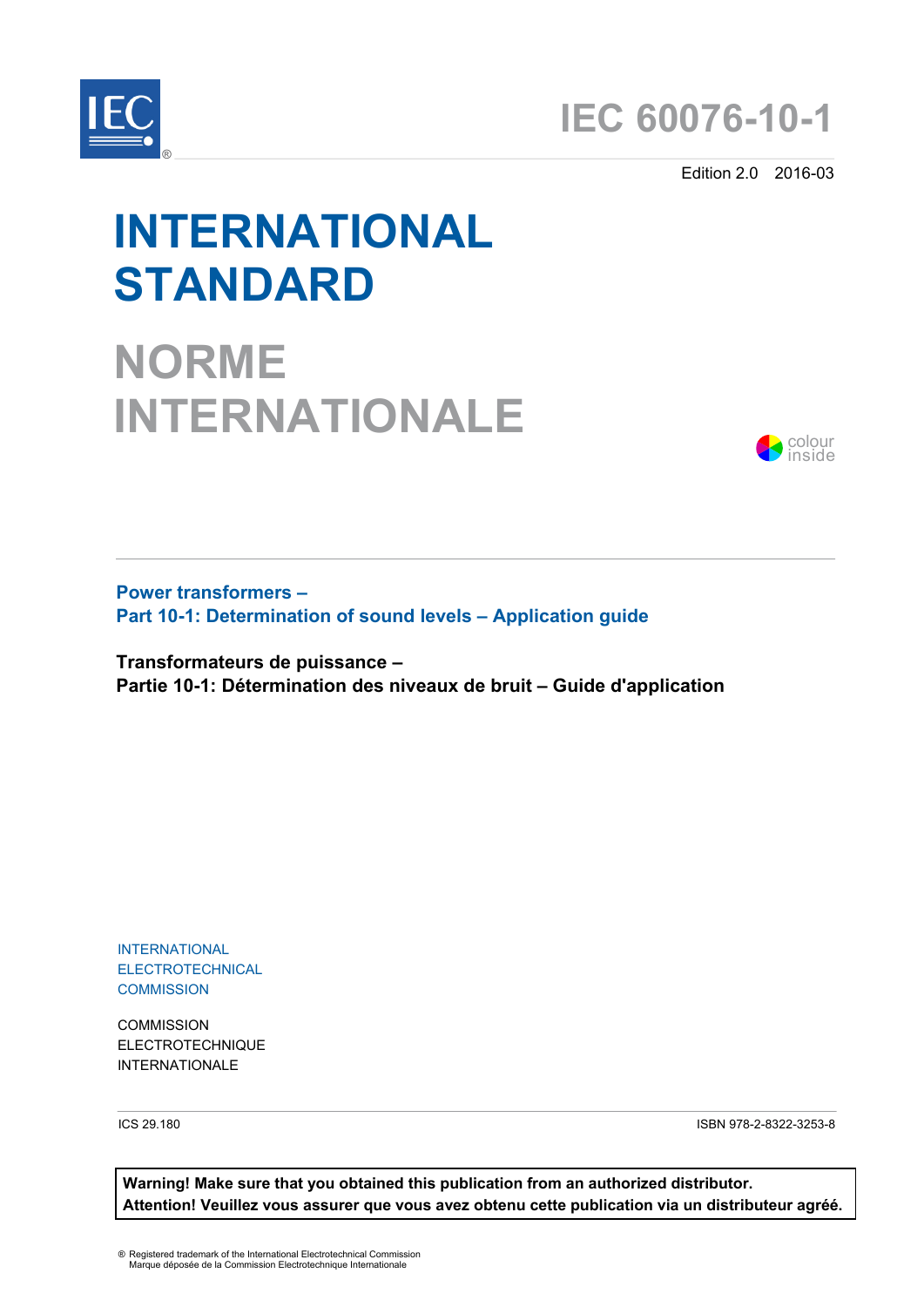# IEC 60076-10-1

Edition 2.0 2016-03

# INTERNATIONAL STANDARD

# NORME INTERNATIONALE

colour inside

**Power transformers –**
**Part 10-1: Determination of sound levels – Application guide**

**Transformateurs de puissance –**
**Partie 10-1: Détermination des niveaux de bruit – Guide d'application**

INTERNATIONAL
ELECTROTECHNICAL
COMMISSION

COMMISSION
ELECTROTECHNIQUE
INTERNATIONALE

ICS 29.180

ISBN 978-2-8322-3253-8

**Warning! Make sure that you obtained this publication from an authorized distributor.**
**Attention! Veuillez vous assurer que vous avez obtenu cette publication via un distributeur agréé.**

® Registered trademark of the International Electrotechnical Commission
Marque déposée de la Commission Electrotechnique Internationale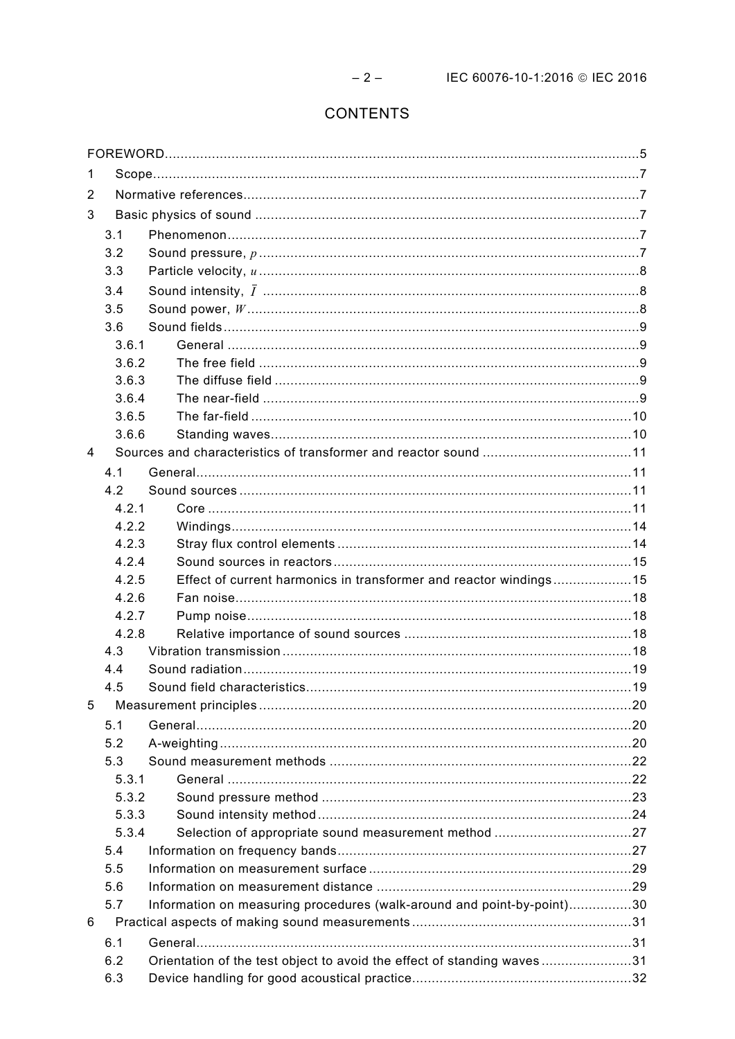# CONTENTS

FOREWORD .......... 5

1 Scope .......... 7

2 Normative references .......... 7

3 Basic physics of sound .......... 7

- 3.1 Phenomenon .......... 7
- 3.2 Sound pressure, $p$ .......... 7
- 3.3 Particle velocity, $u$ .......... 8
- 3.4 Sound intensity, $\bar{I}$ .......... 8
- 3.5 Sound power, $W$ .......... 8
- 3.6 Sound fields .......... 9
  - 3.6.1 General .......... 9
  - 3.6.2 The free field .......... 9
  - 3.6.3 The diffuse field .......... 9
  - 3.6.4 The near-field .......... 9
  - 3.6.5 The far-field .......... 10
  - 3.6.6 Standing waves .......... 10

4 Sources and characteristics of transformer and reactor sound .......... 11

- 4.1 General .......... 11
- 4.2 Sound sources .......... 11
  - 4.2.1 Core .......... 11
  - 4.2.2 Windings .......... 14
  - 4.2.3 Stray flux control elements .......... 14
  - 4.2.4 Sound sources in reactors .......... 15
  - 4.2.5 Effect of current harmonics in transformer and reactor windings .......... 15
  - 4.2.6 Fan noise .......... 18
  - 4.2.7 Pump noise .......... 18
  - 4.2.8 Relative importance of sound sources .......... 18
- 4.3 Vibration transmission .......... 18
- 4.4 Sound radiation .......... 19
- 4.5 Sound field characteristics .......... 19

5 Measurement principles .......... 20

- 5.1 General .......... 20
- 5.2 A-weighting .......... 20
- 5.3 Sound measurement methods .......... 22
  - 5.3.1 General .......... 22
  - 5.3.2 Sound pressure method .......... 23
  - 5.3.3 Sound intensity method .......... 24
  - 5.3.4 Selection of appropriate sound measurement method .......... 27
- 5.4 Information on frequency bands .......... 27
- 5.5 Information on measurement surface .......... 29
- 5.6 Information on measurement distance .......... 29
- 5.7 Information on measuring procedures (walk-around and point-by-point) .......... 30

6 Practical aspects of making sound measurements .......... 31

- 6.1 General .......... 31
- 6.2 Orientation of the test object to avoid the effect of standing waves .......... 31
- 6.3 Device handling for good acoustical practice .......... 32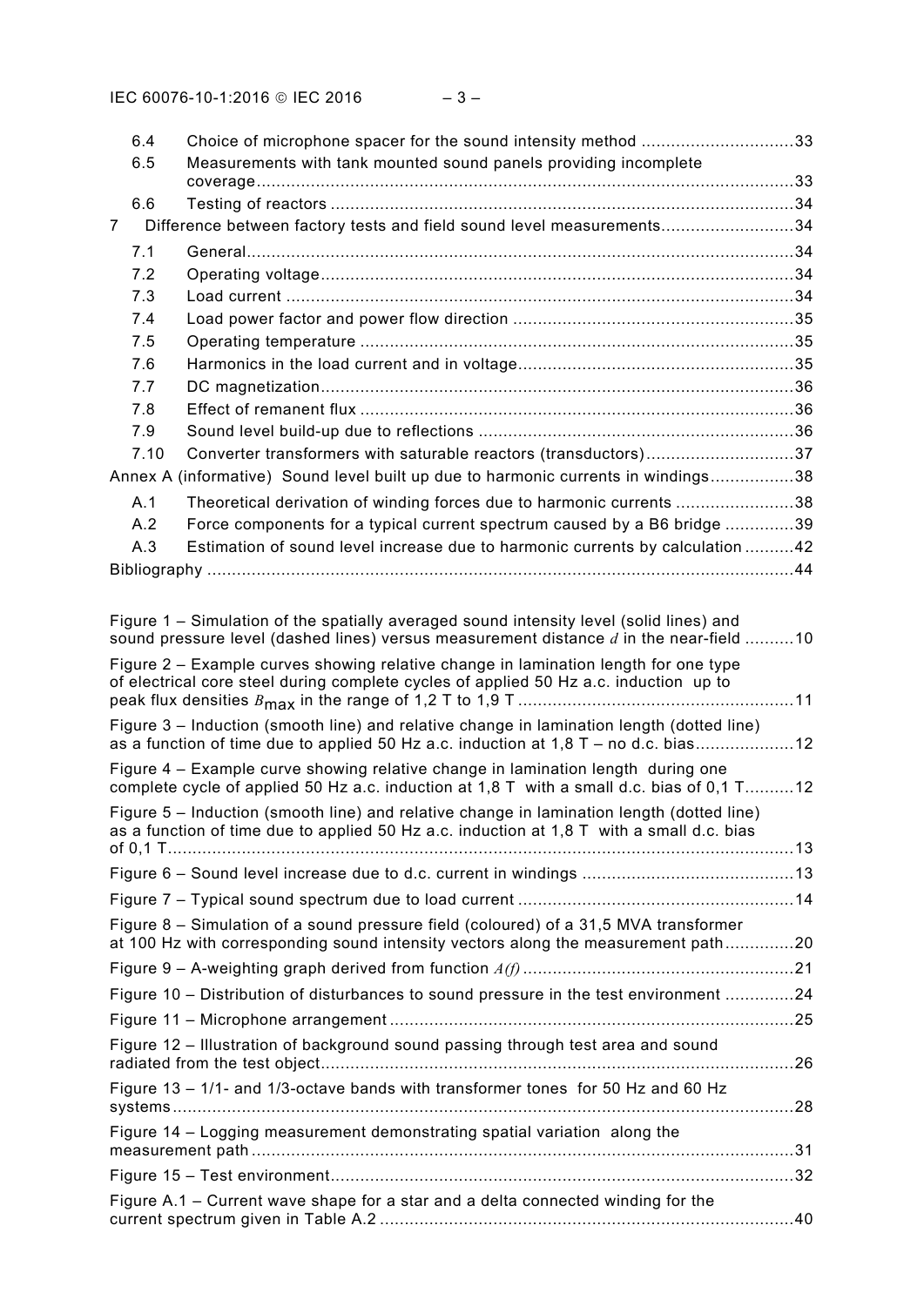6.4 Choice of microphone spacer for the sound intensity method ...............................33

6.5 Measurements with tank mounted sound panels providing incomplete coverage.............................................................................................................33

6.6 Testing of reactors ..............................................................................................34

7 Difference between factory tests and field sound level measurements...........................34

7.1 General...............................................................................................................34

7.2 Operating voltage................................................................................................34

7.3 Load current .......................................................................................................34

7.4 Load power factor and power flow direction .........................................................35

7.5 Operating temperature ........................................................................................35

7.6 Harmonics in the load current and in voltage........................................................35

7.7 DC magnetization................................................................................................36

7.8 Effect of remanent flux ........................................................................................36

7.9 Sound level build-up due to reflections ................................................................36

7.10 Converter transformers with saturable reactors (transductors)..............................37

Annex A (informative) Sound level built up due to harmonic currents in windings.................38

A.1 Theoretical derivation of winding forces due to harmonic currents ........................38

A.2 Force components for a typical current spectrum caused by a B6 bridge ..............39

A.3 Estimation of sound level increase due to harmonic currents by calculation ..........42

Bibliography ......................................................................................................................44

Figure 1 – Simulation of the spatially averaged sound intensity level (solid lines) and sound pressure level (dashed lines) versus measurement distance $d$ in the near-field ..........10

Figure 2 – Example curves showing relative change in lamination length for one type of electrical core steel during complete cycles of applied 50 Hz a.c. induction up to peak flux densities $B_{max}$ in the range of 1,2 T to 1,9 T ........................................................11

Figure 3 – Induction (smooth line) and relative change in lamination length (dotted line) as a function of time due to applied 50 Hz a.c. induction at 1,8 T – no d.c. bias....................12

Figure 4 – Example curve showing relative change in lamination length during one complete cycle of applied 50 Hz a.c. induction at 1,8 T with a small d.c. bias of 0,1 T..........12

Figure 5 – Induction (smooth line) and relative change in lamination length (dotted line) as a function of time due to applied 50 Hz a.c. induction at 1,8 T with a small d.c. bias of 0,1 T...............................................................................................................................13

Figure 6 – Sound level increase due to d.c. current in windings ...........................................13

Figure 7 – Typical sound spectrum due to load current .......................................................14

Figure 8 – Simulation of a sound pressure field (coloured) of a 31,5 MVA transformer at 100 Hz with corresponding sound intensity vectors along the measurement path..............20

Figure 9 – A-weighting graph derived from function $A(f)$ .......................................................21

Figure 10 – Distribution of disturbances to sound pressure in the test environment ..............24

Figure 11 – Microphone arrangement ..................................................................................25

Figure 12 – Illustration of background sound passing through test area and sound radiated from the test object................................................................................................26

Figure 13 – 1/1- and 1/3-octave bands with transformer tones for 50 Hz and 60 Hz systems..............................................................................................................................28

Figure 14 – Logging measurement demonstrating spatial variation along the measurement path ..............................................................................................................31

Figure 15 – Test environment..............................................................................................32

Figure A.1 – Current wave shape for a star and a delta connected winding for the current spectrum given in Table A.2 ....................................................................................40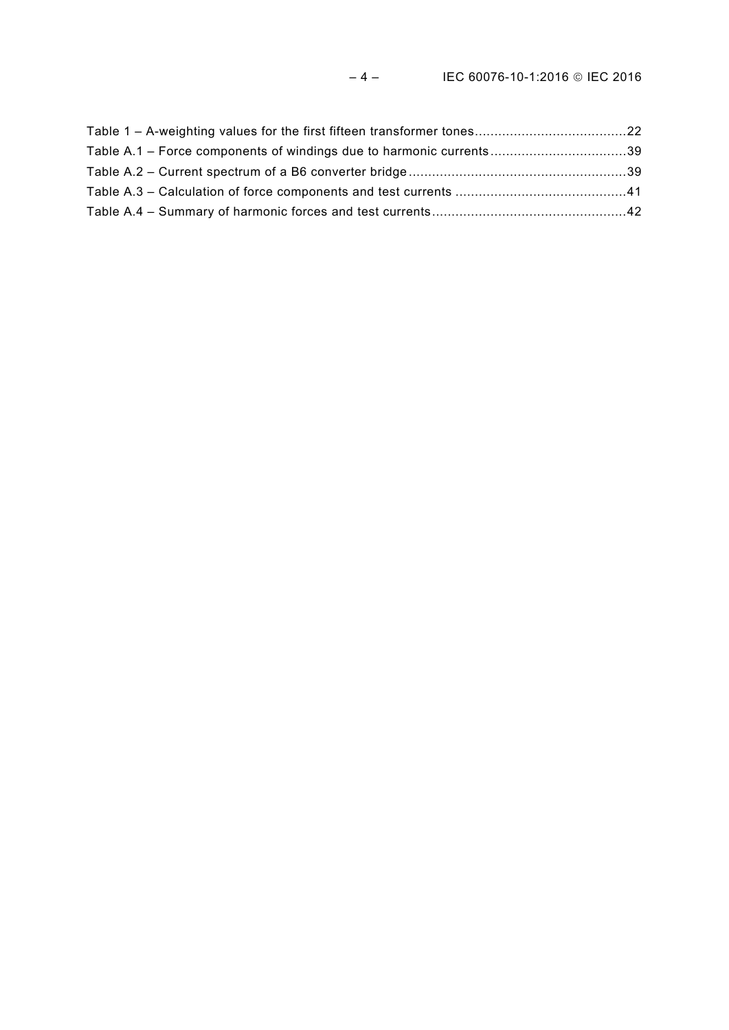Table 1 – A-weighting values for the first fifteen transformer tones........................................22
Table A.1 – Force components of windings due to harmonic currents.....................................39
Table A.2 – Current spectrum of a B6 converter bridge..........................................................39
Table A.3 – Calculation of force components and test currents ..............................................41
Table A.4 – Summary of harmonic forces and test currents....................................................42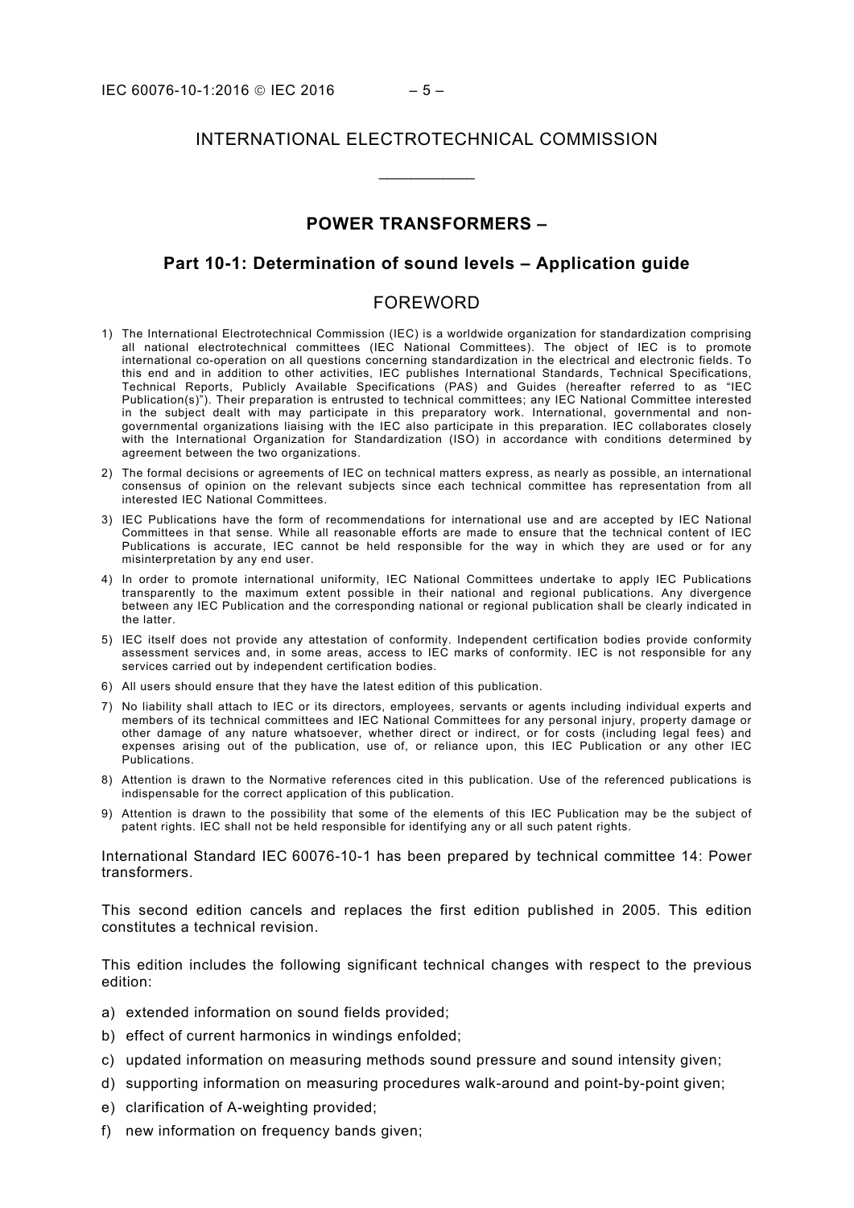# INTERNATIONAL ELECTROTECHNICAL COMMISSION

___________

## POWER TRANSFORMERS –

## Part 10-1: Determination of sound levels – Application guide

## FOREWORD

1) The International Electrotechnical Commission (IEC) is a worldwide organization for standardization comprising all national electrotechnical committees (IEC National Committees). The object of IEC is to promote international co-operation on all questions concerning standardization in the electrical and electronic fields. To this end and in addition to other activities, IEC publishes International Standards, Technical Specifications, Technical Reports, Publicly Available Specifications (PAS) and Guides (hereafter referred to as "IEC Publication(s)"). Their preparation is entrusted to technical committees; any IEC National Committee interested in the subject dealt with may participate in this preparatory work. International, governmental and non-governmental organizations liaising with the IEC also participate in this preparation. IEC collaborates closely with the International Organization for Standardization (ISO) in accordance with conditions determined by agreement between the two organizations.
2) The formal decisions or agreements of IEC on technical matters express, as nearly as possible, an international consensus of opinion on the relevant subjects since each technical committee has representation from all interested IEC National Committees.
3) IEC Publications have the form of recommendations for international use and are accepted by IEC National Committees in that sense. While all reasonable efforts are made to ensure that the technical content of IEC Publications is accurate, IEC cannot be held responsible for the way in which they are used or for any misinterpretation by any end user.
4) In order to promote international uniformity, IEC National Committees undertake to apply IEC Publications transparently to the maximum extent possible in their national and regional publications. Any divergence between any IEC Publication and the corresponding national or regional publication shall be clearly indicated in the latter.
5) IEC itself does not provide any attestation of conformity. Independent certification bodies provide conformity assessment services and, in some areas, access to IEC marks of conformity. IEC is not responsible for any services carried out by independent certification bodies.
6) All users should ensure that they have the latest edition of this publication.
7) No liability shall attach to IEC or its directors, employees, servants or agents including individual experts and members of its technical committees and IEC National Committees for any personal injury, property damage or other damage of any nature whatsoever, whether direct or indirect, or for costs (including legal fees) and expenses arising out of the publication, use of, or reliance upon, this IEC Publication or any other IEC Publications.
8) Attention is drawn to the Normative references cited in this publication. Use of the referenced publications is indispensable for the correct application of this publication.
9) Attention is drawn to the possibility that some of the elements of this IEC Publication may be the subject of patent rights. IEC shall not be held responsible for identifying any or all such patent rights.

International Standard IEC 60076-10-1 has been prepared by technical committee 14: Power transformers.

This second edition cancels and replaces the first edition published in 2005. This edition constitutes a technical revision.

This edition includes the following significant technical changes with respect to the previous edition:

a) extended information on sound fields provided;
b) effect of current harmonics in windings enfolded;
c) updated information on measuring methods sound pressure and sound intensity given;
d) supporting information on measuring procedures walk-around and point-by-point given;
e) clarification of A-weighting provided;
f) new information on frequency bands given;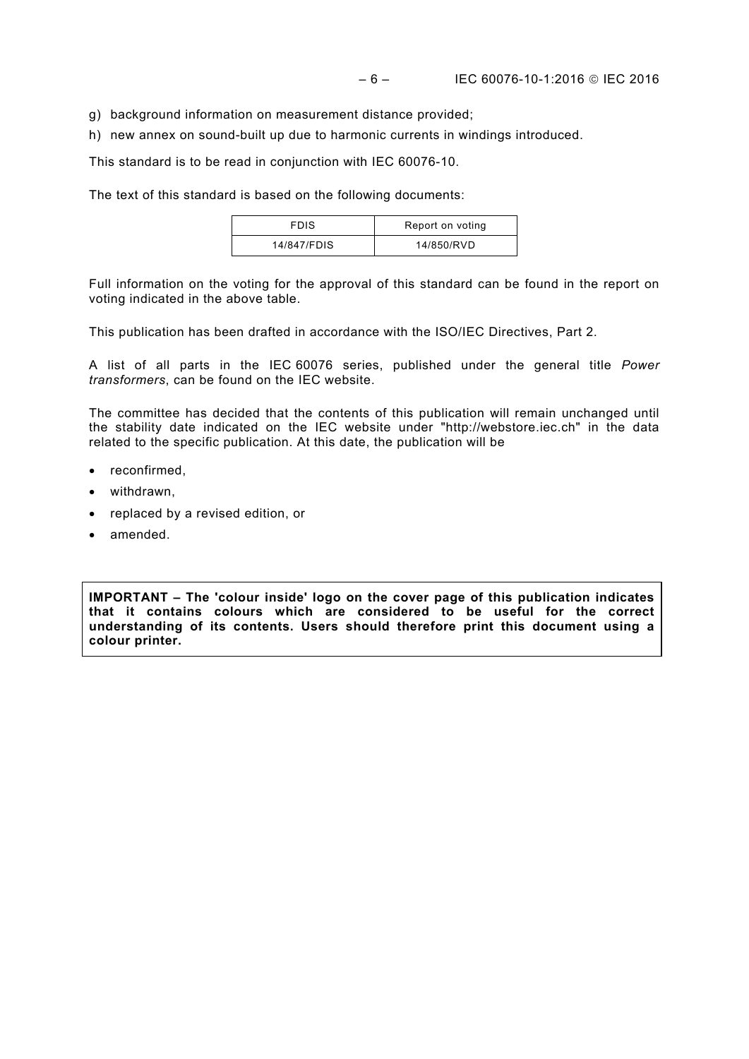g) background information on measurement distance provided;

h) new annex on sound-built up due to harmonic currents in windings introduced.

This standard is to be read in conjunction with IEC 60076-10.

The text of this standard is based on the following documents:

| FDIS | Report on voting |
| --- | --- |
| 14/847/FDIS | 14/850/RVD |

Full information on the voting for the approval of this standard can be found in the report on voting indicated in the above table.

This publication has been drafted in accordance with the ISO/IEC Directives, Part 2.

A list of all parts in the IEC 60076 series, published under the general title *Power transformers*, can be found on the IEC website.

The committee has decided that the contents of this publication will remain unchanged until the stability date indicated on the IEC website under "http://webstore.iec.ch" in the data related to the specific publication. At this date, the publication will be

- reconfirmed,
- withdrawn,
- replaced by a revised edition, or
- amended.

**IMPORTANT – The 'colour inside' logo on the cover page of this publication indicates that it contains colours which are considered to be useful for the correct understanding of its contents. Users should therefore print this document using a colour printer.**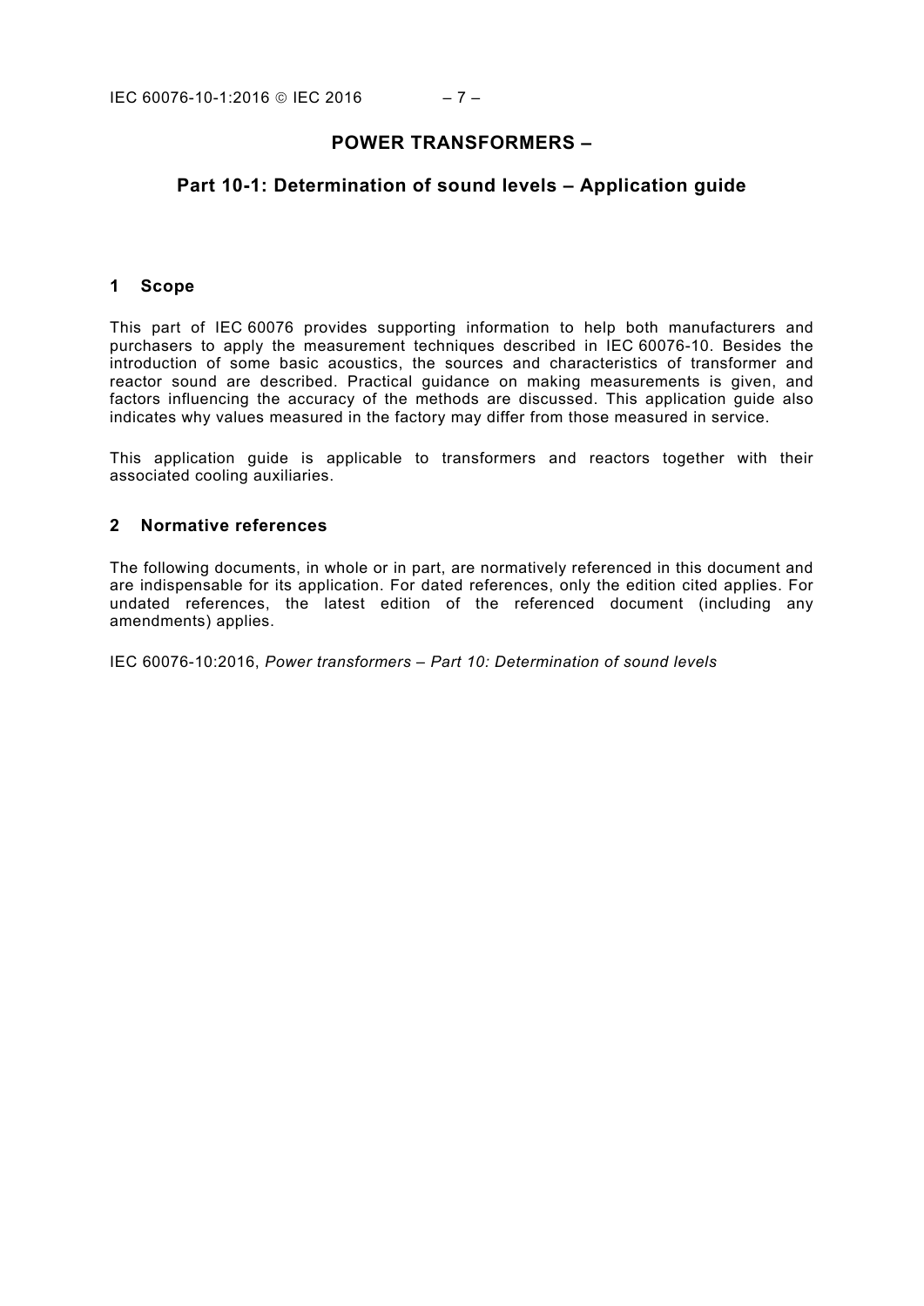# POWER TRANSFORMERS –

## Part 10-1: Determination of sound levels – Application guide

## 1 Scope

This part of IEC 60076 provides supporting information to help both manufacturers and purchasers to apply the measurement techniques described in IEC 60076-10. Besides the introduction of some basic acoustics, the sources and characteristics of transformer and reactor sound are described. Practical guidance on making measurements is given, and factors influencing the accuracy of the methods are discussed. This application guide also indicates why values measured in the factory may differ from those measured in service.

This application guide is applicable to transformers and reactors together with their associated cooling auxiliaries.

## 2 Normative references

The following documents, in whole or in part, are normatively referenced in this document and are indispensable for its application. For dated references, only the edition cited applies. For undated references, the latest edition of the referenced document (including any amendments) applies.

IEC 60076-10:2016, *Power transformers – Part 10: Determination of sound levels*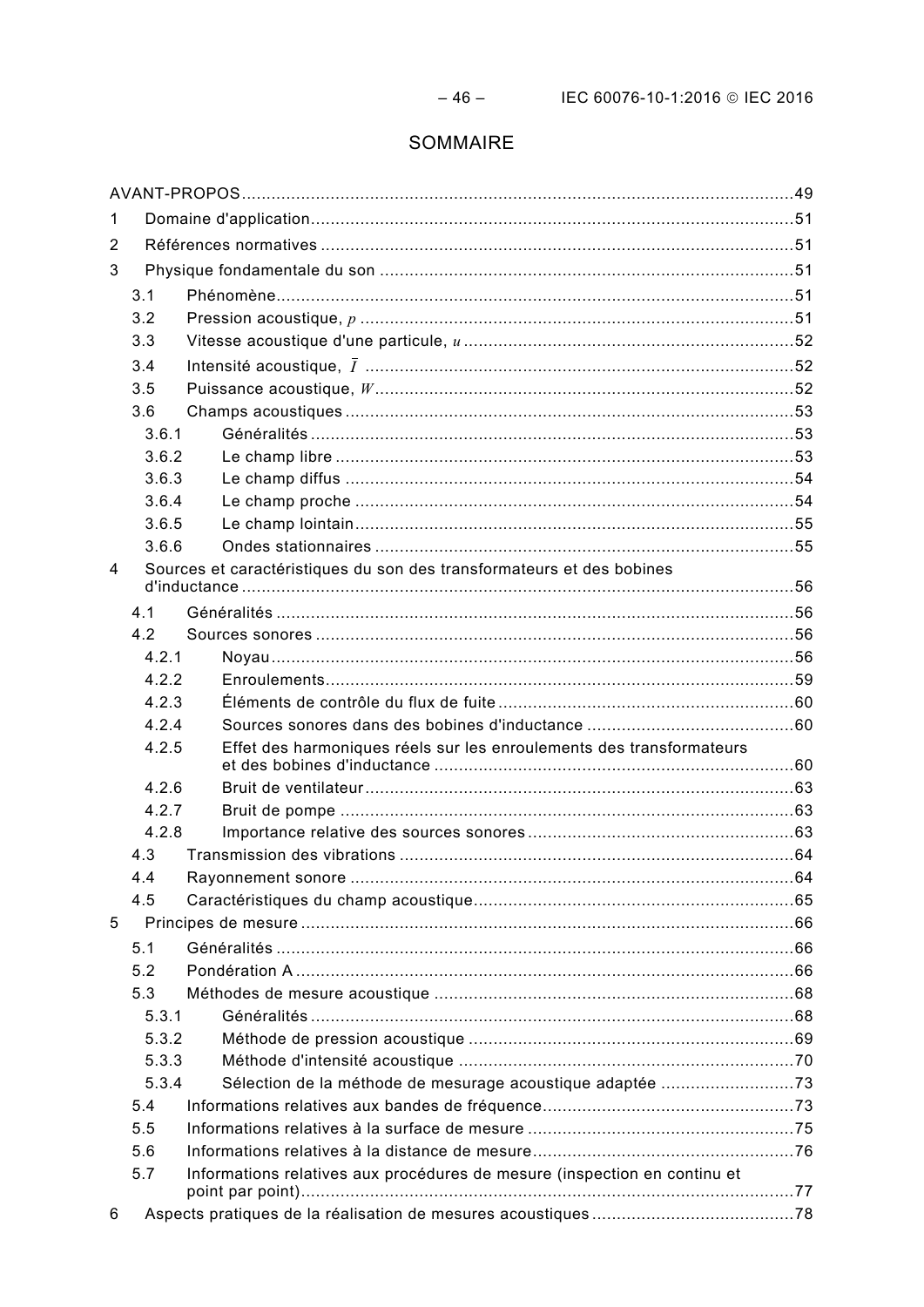# SOMMAIRE

AVANT-PROPOS ..... 49

1 Domaine d'application ..... 51

2 Références normatives ..... 51

3 Physique fondamentale du son ..... 51

- 3.1 Phénomène ..... 51
- 3.2 Pression acoustique, $p$ ..... 51
- 3.3 Vitesse acoustique d'une particule, $u$ ..... 52
- 3.4 Intensité acoustique, $\bar{I}$ ..... 52
- 3.5 Puissance acoustique, $W$ ..... 52
- 3.6 Champs acoustiques ..... 53
  - 3.6.1 Généralités ..... 53
  - 3.6.2 Le champ libre ..... 53
  - 3.6.3 Le champ diffus ..... 54
  - 3.6.4 Le champ proche ..... 54
  - 3.6.5 Le champ lointain ..... 55
  - 3.6.6 Ondes stationnaires ..... 55

4 Sources et caractéristiques du son des transformateurs et des bobines d'inductance ..... 56

- 4.1 Généralités ..... 56
- 4.2 Sources sonores ..... 56
  - 4.2.1 Noyau ..... 56
  - 4.2.2 Enroulements ..... 59
  - 4.2.3 Éléments de contrôle du flux de fuite ..... 60
  - 4.2.4 Sources sonores dans des bobines d'inductance ..... 60
  - 4.2.5 Effet des harmoniques réels sur les enroulements des transformateurs et des bobines d'inductance ..... 60
  - 4.2.6 Bruit de ventilateur ..... 63
  - 4.2.7 Bruit de pompe ..... 63
  - 4.2.8 Importance relative des sources sonores ..... 63
- 4.3 Transmission des vibrations ..... 64
- 4.4 Rayonnement sonore ..... 64
- 4.5 Caractéristiques du champ acoustique ..... 65

5 Principes de mesure ..... 66

- 5.1 Généralités ..... 66
- 5.2 Pondération A ..... 66
- 5.3 Méthodes de mesure acoustique ..... 68
  - 5.3.1 Généralités ..... 68
  - 5.3.2 Méthode de pression acoustique ..... 69
  - 5.3.3 Méthode d'intensité acoustique ..... 70
  - 5.3.4 Sélection de la méthode de mesurage acoustique adaptée ..... 73
- 5.4 Informations relatives aux bandes de fréquence ..... 73
- 5.5 Informations relatives à la surface de mesure ..... 75
- 5.6 Informations relatives à la distance de mesure ..... 76
- 5.7 Informations relatives aux procédures de mesure (inspection en continu et point par point) ..... 77

6 Aspects pratiques de la réalisation de mesures acoustiques ..... 78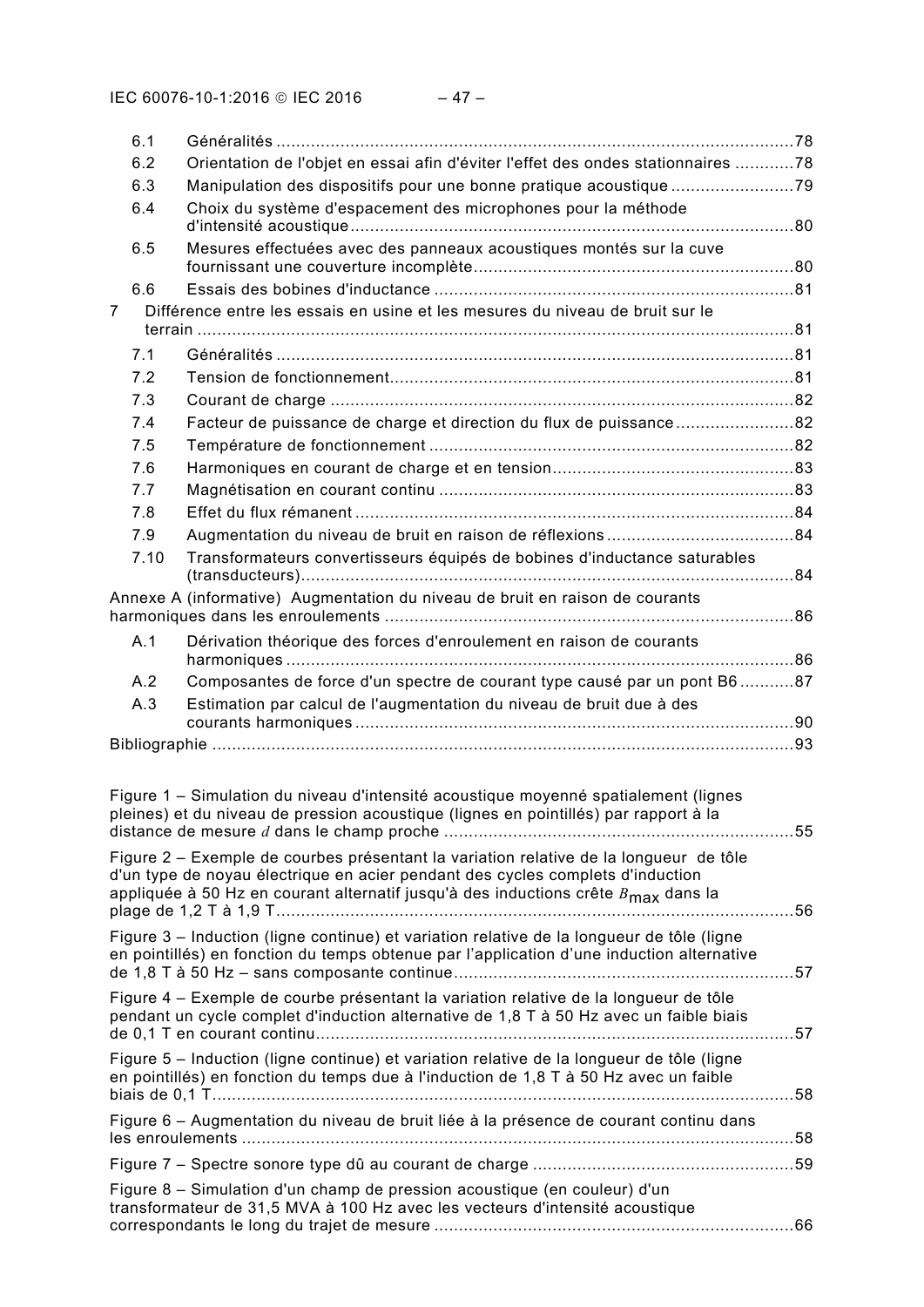6.1 Généralités ........................................................................................................78

6.2 Orientation de l'objet en essai afin d'éviter l'effet des ondes stationnaires ............78

6.3 Manipulation des dispositifs pour une bonne pratique acoustique .........................79

6.4 Choix du système d'espacement des microphones pour la méthode d'intensité acoustique ..........................................................................................80

6.5 Mesures effectuées avec des panneaux acoustiques montés sur la cuve fournissant une couverture incomplète................................................................80

6.6 Essais des bobines d'inductance .........................................................................81

7 Différence entre les essais en usine et les mesures du niveau de bruit sur le terrain ........................................................................................................................81

7.1 Généralités ........................................................................................................81

7.2 Tension de fonctionnement.................................................................................81

7.3 Courant de charge .............................................................................................82

7.4 Facteur de puissance de charge et direction du flux de puissance........................82

7.5 Température de fonctionnement ..........................................................................82

7.6 Harmoniques en courant de charge et en tension.................................................83

7.7 Magnétisation en courant continu ........................................................................83

7.8 Effet du flux rémanent .........................................................................................84

7.9 Augmentation du niveau de bruit en raison de réflexions ......................................84

7.10 Transformateurs convertisseurs équipés de bobines d'inductance saturables (transducteurs)....................................................................................................84

Annexe A (informative) Augmentation du niveau de bruit en raison de courants harmoniques dans les enroulements ...................................................................................86

A.1 Dérivation théorique des forces d'enroulement en raison de courants harmoniques ......................................................................................................86

A.2 Composantes de force d'un spectre de courant type causé par un pont B6 ...........87

A.3 Estimation par calcul de l'augmentation du niveau de bruit due à des courants harmoniques ........................................................................................90

Bibliographie .....................................................................................................................93

Figure 1 – Simulation du niveau d'intensité acoustique moyenné spatialement (lignes pleines) et du niveau de pression acoustique (lignes en pointillés) par rapport à la distance de mesure $d$ dans le champ proche .......................................................................55

Figure 2 – Exemple de courbes présentant la variation relative de la longueur de tôle d'un type de noyau électrique en acier pendant des cycles complets d'induction appliquée à 50 Hz en courant alternatif jusqu'à des inductions crête $B_{max}$ dans la plage de 1,2 T à 1,9 T.........................................................................................................56

Figure 3 – Induction (ligne continue) et variation relative de la longueur de tôle (ligne en pointillés) en fonction du temps obtenue par l'application d'une induction alternative de 1,8 T à 50 Hz – sans composante continue.....................................................................57

Figure 4 – Exemple de courbe présentant la variation relative de la longueur de tôle pendant un cycle complet d'induction alternative de 1,8 T à 50 Hz avec un faible biais de 0,1 T en courant continu.................................................................................................57

Figure 5 – Induction (ligne continue) et variation relative de la longueur de tôle (ligne en pointillés) en fonction du temps due à l'induction de 1,8 T à 50 Hz avec un faible biais de 0,1 T......................................................................................................................58

Figure 6 – Augmentation du niveau de bruit liée à la présence de courant continu dans les enroulements ................................................................................................................58

Figure 7 – Spectre sonore type dû au courant de charge .....................................................59

Figure 8 – Simulation d'un champ de pression acoustique (en couleur) d'un transformateur de 31,5 MVA à 100 Hz avec les vecteurs d'intensité acoustique correspondants le long du trajet de mesure .........................................................................66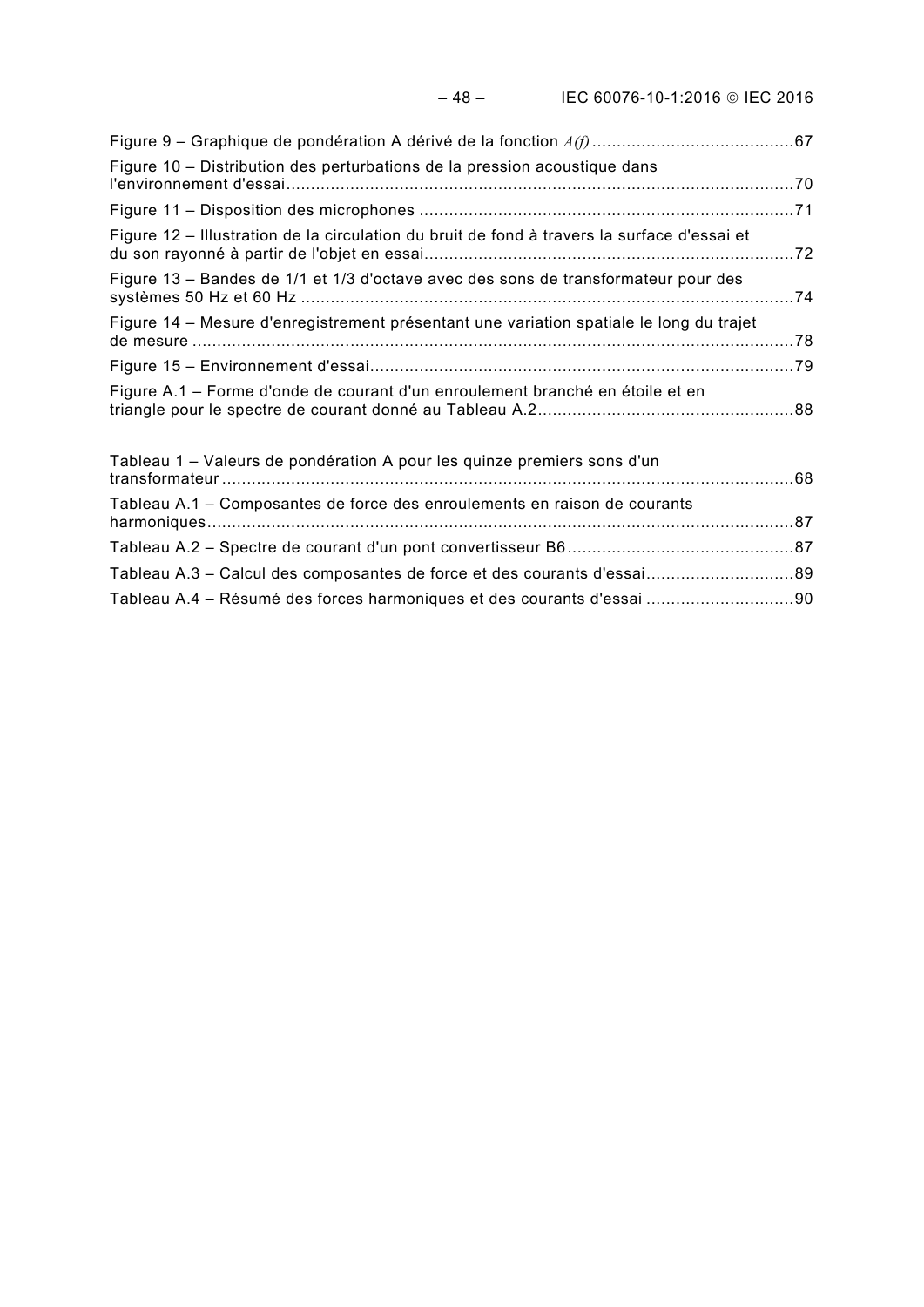Figure 9 – Graphique de pondération A dérivé de la fonction *A(f)* ......................................... 67

Figure 10 – Distribution des perturbations de la pression acoustique dans l'environnement d'essai ....................................................................................................... 70

Figure 11 – Disposition des microphones ........................................................................... 71

Figure 12 – Illustration de la circulation du bruit de fond à travers la surface d'essai et du son rayonné à partir de l'objet en essai .......................................................................... 72

Figure 13 – Bandes de 1/1 et 1/3 d'octave avec des sons de transformateur pour des systèmes 50 Hz et 60 Hz .................................................................................................... 74

Figure 14 – Mesure d'enregistrement présentant une variation spatiale le long du trajet de mesure .......................................................................................................................... 78

Figure 15 – Environnement d'essai ...................................................................................... 79

Figure A.1 – Forme d'onde de courant d'un enroulement branché en étoile et en triangle pour le spectre de courant donné au Tableau A.2 .................................................... 88

Tableau 1 – Valeurs de pondération A pour les quinze premiers sons d'un transformateur .................................................................................................................... 68

Tableau A.1 – Composantes de force des enroulements en raison de courants harmoniques ....................................................................................................................... 87

Tableau A.2 – Spectre de courant d'un pont convertisseur B6 .............................................. 87

Tableau A.3 – Calcul des composantes de force et des courants d'essai .............................. 89

Tableau A.4 – Résumé des forces harmoniques et des courants d'essai .............................. 90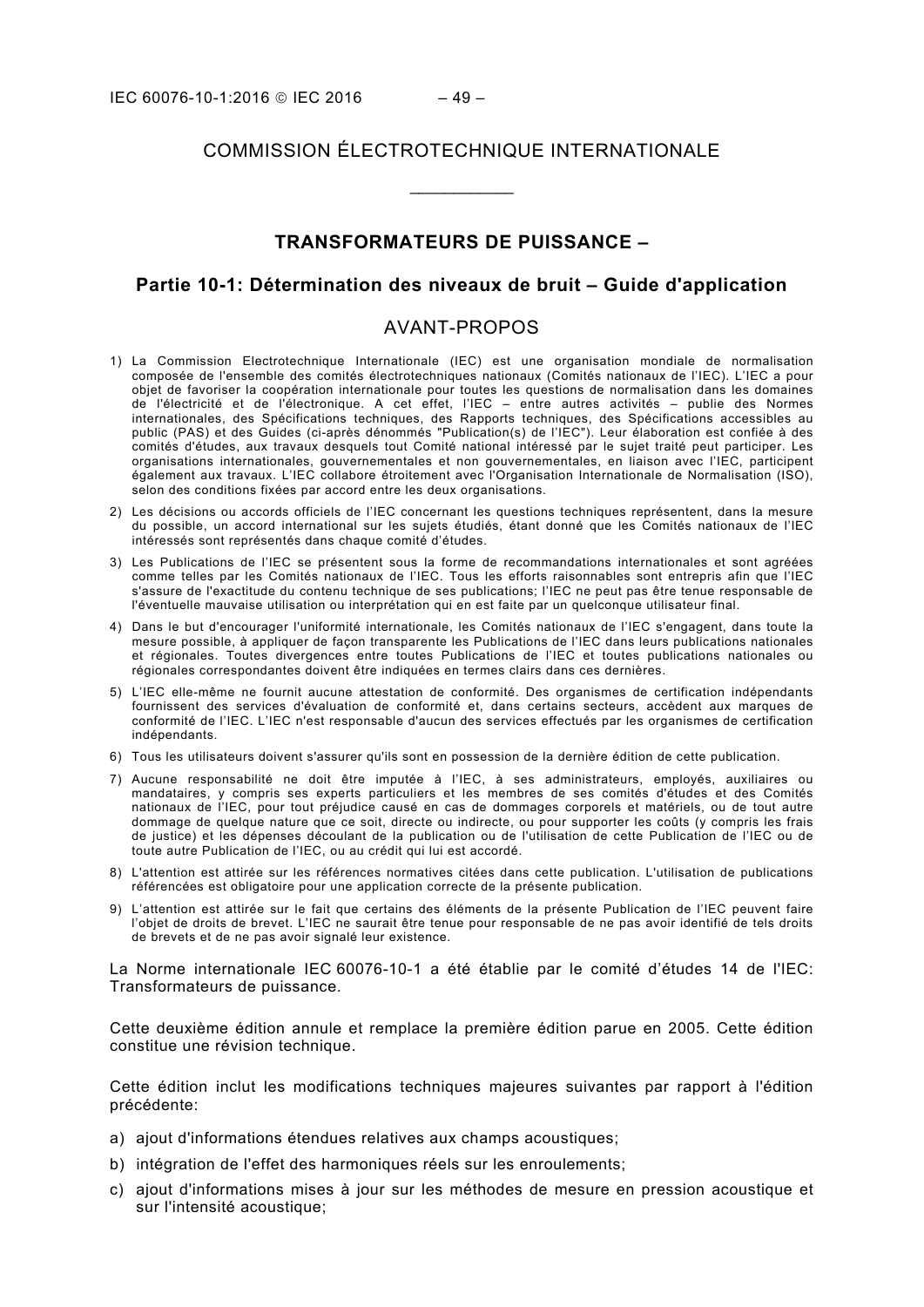COMMISSION ÉLECTROTECHNIQUE INTERNATIONALE

\_\_\_\_\_\_\_\_\_\_\_\_

# TRANSFORMATEURS DE PUISSANCE –

## Partie 10-1: Détermination des niveaux de bruit – Guide d'application

## AVANT-PROPOS

1) La Commission Electrotechnique Internationale (IEC) est une organisation mondiale de normalisation composée de l'ensemble des comités électrotechniques nationaux (Comités nationaux de l'IEC). L'IEC a pour objet de favoriser la coopération internationale pour toutes les questions de normalisation dans les domaines de l'électricité et de l'électronique. A cet effet, l'IEC – entre autres activités – publie des Normes internationales, des Spécifications techniques, des Rapports techniques, des Spécifications accessibles au public (PAS) et des Guides (ci-après dénommés "Publication(s) de l'IEC"). Leur élaboration est confiée à des comités d'études, aux travaux desquels tout Comité national intéressé par le sujet traité peut participer. Les organisations internationales, gouvernementales et non gouvernementales, en liaison avec l'IEC, participent également aux travaux. L'IEC collabore étroitement avec l'Organisation Internationale de Normalisation (ISO), selon des conditions fixées par accord entre les deux organisations.
2) Les décisions ou accords officiels de l'IEC concernant les questions techniques représentent, dans la mesure du possible, un accord international sur les sujets étudiés, étant donné que les Comités nationaux de l'IEC intéressés sont représentés dans chaque comité d'études.
3) Les Publications de l'IEC se présentent sous la forme de recommandations internationales et sont agréées comme telles par les Comités nationaux de l'IEC. Tous les efforts raisonnables sont entrepris afin que l'IEC s'assure de l'exactitude du contenu technique de ses publications; l'IEC ne peut pas être tenue responsable de l'éventuelle mauvaise utilisation ou interprétation qui en est faite par un quelconque utilisateur final.
4) Dans le but d'encourager l'uniformité internationale, les Comités nationaux de l'IEC s'engagent, dans toute la mesure possible, à appliquer de façon transparente les Publications de l'IEC dans leurs publications nationales et régionales. Toutes divergences entre toutes Publications de l'IEC et toutes publications nationales ou régionales correspondantes doivent être indiquées en termes clairs dans ces dernières.
5) L'IEC elle-même ne fournit aucune attestation de conformité. Des organismes de certification indépendants fournissent des services d'évaluation de conformité et, dans certains secteurs, accèdent aux marques de conformité de l'IEC. L'IEC n'est responsable d'aucun des services effectués par les organismes de certification indépendants.
6) Tous les utilisateurs doivent s'assurer qu'ils sont en possession de la dernière édition de cette publication.
7) Aucune responsabilité ne doit être imputée à l'IEC, à ses administrateurs, employés, auxiliaires ou mandataires, y compris ses experts particuliers et les membres de ses comités d'études et des Comités nationaux de l'IEC, pour tout préjudice causé en cas de dommages corporels et matériels, ou de tout autre dommage de quelque nature que ce soit, directe ou indirecte, ou pour supporter les coûts (y compris les frais de justice) et les dépenses découlant de la publication ou de l'utilisation de cette Publication de l'IEC ou de toute autre Publication de l'IEC, ou au crédit qui lui est accordé.
8) L'attention est attirée sur les références normatives citées dans cette publication. L'utilisation de publications référencées est obligatoire pour une application correcte de la présente publication.
9) L'attention est attirée sur le fait que certains des éléments de la présente Publication de l'IEC peuvent faire l'objet de droits de brevet. L'IEC ne saurait être tenue pour responsable de ne pas avoir identifié de tels droits de brevets et de ne pas avoir signalé leur existence.

La Norme internationale IEC 60076-10-1 a été établie par le comité d'études 14 de l'IEC: Transformateurs de puissance.

Cette deuxième édition annule et remplace la première édition parue en 2005. Cette édition constitue une révision technique.

Cette édition inclut les modifications techniques majeures suivantes par rapport à l'édition précédente:

a) ajout d'informations étendues relatives aux champs acoustiques;
b) intégration de l'effet des harmoniques réels sur les enroulements;
c) ajout d'informations mises à jour sur les méthodes de mesure en pression acoustique et sur l'intensité acoustique;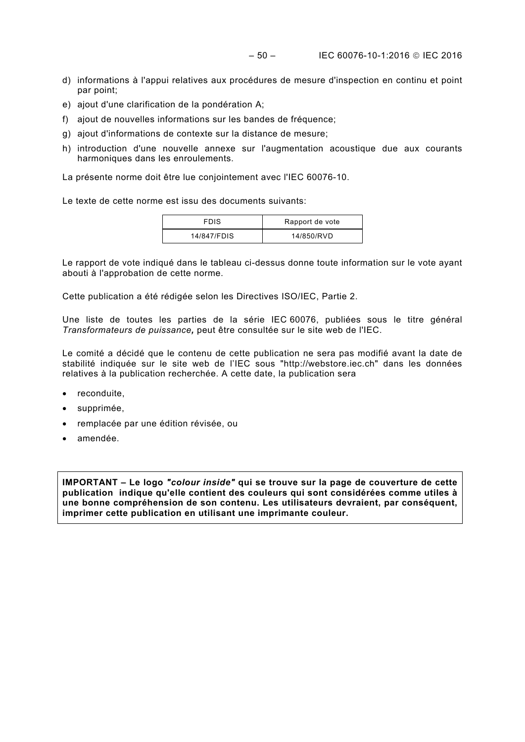d) informations à l'appui relatives aux procédures de mesure d'inspection en continu et point par point;

e) ajout d'une clarification de la pondération A;

f) ajout de nouvelles informations sur les bandes de fréquence;

g) ajout d'informations de contexte sur la distance de mesure;

h) introduction d'une nouvelle annexe sur l'augmentation acoustique due aux courants harmoniques dans les enroulements.

La présente norme doit être lue conjointement avec l'IEC 60076-10.

Le texte de cette norme est issu des documents suivants:

| FDIS | Rapport de vote |
|---|---|
| 14/847/FDIS | 14/850/RVD |

Le rapport de vote indiqué dans le tableau ci-dessus donne toute information sur le vote ayant abouti à l'approbation de cette norme.

Cette publication a été rédigée selon les Directives ISO/IEC, Partie 2.

Une liste de toutes les parties de la série IEC 60076, publiées sous le titre général *Transformateurs de puissance,* peut être consultée sur le site web de l'IEC.

Le comité a décidé que le contenu de cette publication ne sera pas modifié avant la date de stabilité indiquée sur le site web de l'IEC sous "http://webstore.iec.ch" dans les données relatives à la publication recherchée. A cette date, la publication sera

- reconduite,
- supprimée,
- remplacée par une édition révisée, ou
- amendée.

**IMPORTANT – Le logo *"colour inside"* qui se trouve sur la page de couverture de cette publication indique qu'elle contient des couleurs qui sont considérées comme utiles à une bonne compréhension de son contenu. Les utilisateurs devraient, par conséquent, imprimer cette publication en utilisant une imprimante couleur.**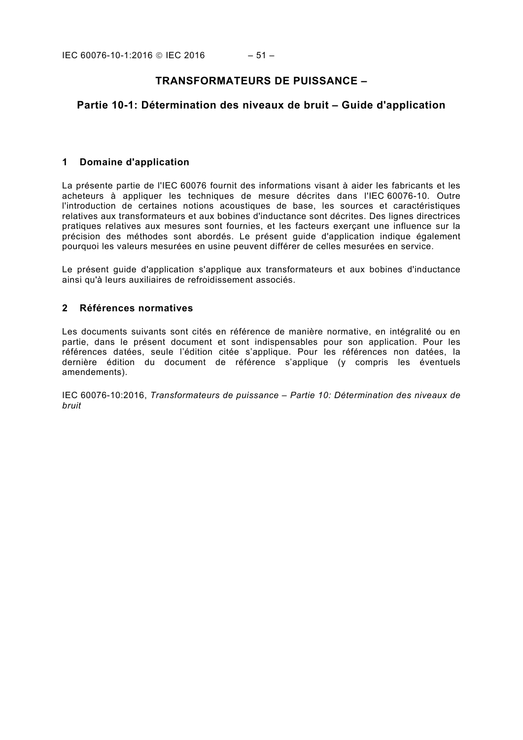# TRANSFORMATEURS DE PUISSANCE –

## Partie 10-1: Détermination des niveaux de bruit – Guide d'application

## 1 Domaine d'application

La présente partie de l'IEC 60076 fournit des informations visant à aider les fabricants et les acheteurs à appliquer les techniques de mesure décrites dans l'IEC 60076-10. Outre l'introduction de certaines notions acoustiques de base, les sources et caractéristiques relatives aux transformateurs et aux bobines d'inductance sont décrites. Des lignes directrices pratiques relatives aux mesures sont fournies, et les facteurs exerçant une influence sur la précision des méthodes sont abordés. Le présent guide d'application indique également pourquoi les valeurs mesurées en usine peuvent différer de celles mesurées en service.

Le présent guide d'application s'applique aux transformateurs et aux bobines d'inductance ainsi qu'à leurs auxiliaires de refroidissement associés.

## 2 Références normatives

Les documents suivants sont cités en référence de manière normative, en intégralité ou en partie, dans le présent document et sont indispensables pour son application. Pour les références datées, seule l'édition citée s'applique. Pour les références non datées, la dernière édition du document de référence s'applique (y compris les éventuels amendements).

IEC 60076-10:2016, *Transformateurs de puissance – Partie 10: Détermination des niveaux de bruit*